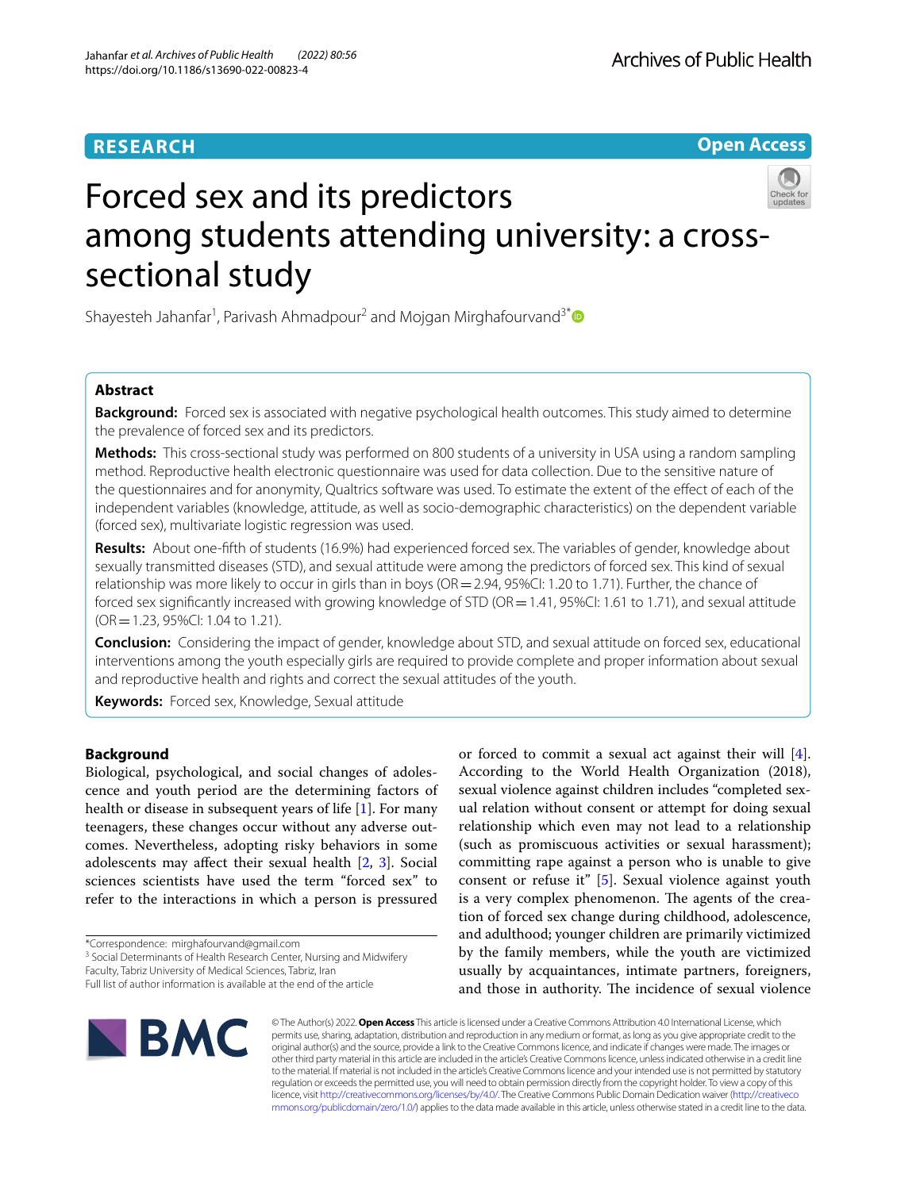RESEARCH

Open Access

# Forced sex and its predictors among students attending university: a cross-sectional study

Shayesteh Jahanfar[1], Parivash Ahmadpour[2] and Mojgan Mirghafourvand[3*]

## Abstract

**Background:** Forced sex is associated with negative psychological health outcomes. This study aimed to determine the prevalence of forced sex and its predictors.

**Methods:** This cross-sectional study was performed on 800 students of a university in USA using a random sampling method. Reproductive health electronic questionnaire was used for data collection. Due to the sensitive nature of the questionnaires and for anonymity, Qualtrics software was used. To estimate the extent of the effect of each of the independent variables (knowledge, attitude, as well as socio-demographic characteristics) on the dependent variable (forced sex), multivariate logistic regression was used.

**Results:** About one-fifth of students (16.9%) had experienced forced sex. The variables of gender, knowledge about sexually transmitted diseases (STD), and sexual attitude were among the predictors of forced sex. This kind of sexual relationship was more likely to occur in girls than in boys (OR = 2.94, 95%CI: 1.20 to 1.71). Further, the chance of forced sex significantly increased with growing knowledge of STD (OR = 1.41, 95%CI: 1.61 to 1.71), and sexual attitude (OR = 1.23, 95%CI: 1.04 to 1.21).

**Conclusion:** Considering the impact of gender, knowledge about STD, and sexual attitude on forced sex, educational interventions among the youth especially girls are required to provide complete and proper information about sexual and reproductive health and rights and correct the sexual attitudes of the youth.

**Keywords:** Forced sex, Knowledge, Sexual attitude

## Background

Biological, psychological, and social changes of adolescence and youth period are the determining factors of health or disease in subsequent years of life [1]. For many teenagers, these changes occur without any adverse outcomes. Nevertheless, adopting risky behaviors in some adolescents may affect their sexual health [2, 3]. Social sciences scientists have used the term "forced sex" to refer to the interactions in which a person is pressured or forced to commit a sexual act against their will [4]. According to the World Health Organization (2018), sexual violence against children includes "completed sexual relation without consent or attempt for doing sexual relationship which even may not lead to a relationship (such as promiscuous activities or sexual harassment); committing rape against a person who is unable to give consent or refuse it" [5]. Sexual violence against youth is a very complex phenomenon. The agents of the creation of forced sex change during childhood, adolescence, and adulthood; younger children are primarily victimized by the family members, while the youth are victimized usually by acquaintances, intimate partners, foreigners, and those in authority. The incidence of sexual violence

*Correspondence: mirghafourvand@gmail.com
[3] Social Determinants of Health Research Center, Nursing and Midwifery Faculty, Tabriz University of Medical Sciences, Tabriz, Iran
Full list of author information is available at the end of the article

© The Author(s) 2022. **Open Access** This article is licensed under a Creative Commons Attribution 4.0 International License, which permits use, sharing, adaptation, distribution and reproduction in any medium or format, as long as you give appropriate credit to the original author(s) and the source, provide a link to the Creative Commons licence, and indicate if changes were made. The images or other third party material in this article are included in the article's Creative Commons licence, unless indicated otherwise in a credit line to the material. If material is not included in the article's Creative Commons licence and your intended use is not permitted by statutory regulation or exceeds the permitted use, you will need to obtain permission directly from the copyright holder. To view a copy of this licence, visit http://creativecommons.org/licenses/by/4.0/. The Creative Commons Public Domain Dedication waiver (http://creativecommons.org/publicdomain/zero/1.0/) applies to the data made available in this article, unless otherwise stated in a credit line to the data.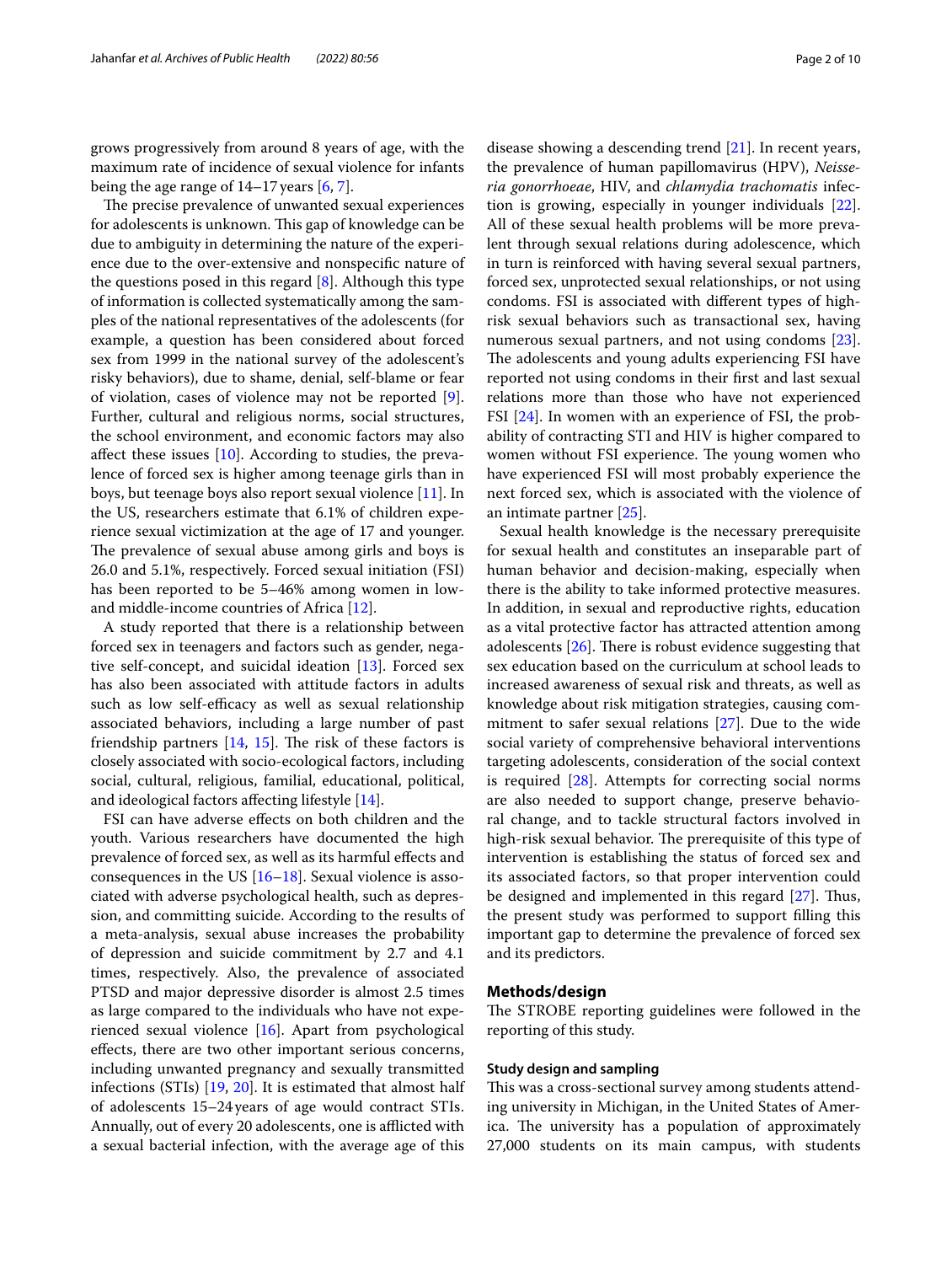grows progressively from around 8 years of age, with the maximum rate of incidence of sexual violence for infants being the age range of 14–17 years [6, 7].

The precise prevalence of unwanted sexual experiences for adolescents is unknown. This gap of knowledge can be due to ambiguity in determining the nature of the experience due to the over-extensive and nonspecific nature of the questions posed in this regard [8]. Although this type of information is collected systematically among the samples of the national representatives of the adolescents (for example, a question has been considered about forced sex from 1999 in the national survey of the adolescent's risky behaviors), due to shame, denial, self-blame or fear of violation, cases of violence may not be reported [9]. Further, cultural and religious norms, social structures, the school environment, and economic factors may also affect these issues [10]. According to studies, the prevalence of forced sex is higher among teenage girls than in boys, but teenage boys also report sexual violence [11]. In the US, researchers estimate that 6.1% of children experience sexual victimization at the age of 17 and younger. The prevalence of sexual abuse among girls and boys is 26.0 and 5.1%, respectively. Forced sexual initiation (FSI) has been reported to be 5–46% among women in low- and middle-income countries of Africa [12].

A study reported that there is a relationship between forced sex in teenagers and factors such as gender, negative self-concept, and suicidal ideation [13]. Forced sex has also been associated with attitude factors in adults such as low self-efficacy as well as sexual relationship associated behaviors, including a large number of past friendship partners [14, 15]. The risk of these factors is closely associated with socio-ecological factors, including social, cultural, religious, familial, educational, political, and ideological factors affecting lifestyle [14].

FSI can have adverse effects on both children and the youth. Various researchers have documented the high prevalence of forced sex, as well as its harmful effects and consequences in the US [16–18]. Sexual violence is associated with adverse psychological health, such as depression, and committing suicide. According to the results of a meta-analysis, sexual abuse increases the probability of depression and suicide commitment by 2.7 and 4.1 times, respectively. Also, the prevalence of associated PTSD and major depressive disorder is almost 2.5 times as large compared to the individuals who have not experienced sexual violence [16]. Apart from psychological effects, there are two other important serious concerns, including unwanted pregnancy and sexually transmitted infections (STIs) [19, 20]. It is estimated that almost half of adolescents 15–24 years of age would contract STIs. Annually, out of every 20 adolescents, one is afflicted with a sexual bacterial infection, with the average age of this disease showing a descending trend [21]. In recent years, the prevalence of human papillomavirus (HPV), *Neisseria gonorrhoeae*, HIV, and *chlamydia trachomatis* infection is growing, especially in younger individuals [22]. All of these sexual health problems will be more prevalent through sexual relations during adolescence, which in turn is reinforced with having several sexual partners, forced sex, unprotected sexual relationships, or not using condoms. FSI is associated with different types of high-risk sexual behaviors such as transactional sex, having numerous sexual partners, and not using condoms [23]. The adolescents and young adults experiencing FSI have reported not using condoms in their first and last sexual relations more than those who have not experienced FSI [24]. In women with an experience of FSI, the probability of contracting STI and HIV is higher compared to women without FSI experience. The young women who have experienced FSI will most probably experience the next forced sex, which is associated with the violence of an intimate partner [25].

Sexual health knowledge is the necessary prerequisite for sexual health and constitutes an inseparable part of human behavior and decision-making, especially when there is the ability to take informed protective measures. In addition, in sexual and reproductive rights, education as a vital protective factor has attracted attention among adolescents [26]. There is robust evidence suggesting that sex education based on the curriculum at school leads to increased awareness of sexual risk and threats, as well as knowledge about risk mitigation strategies, causing commitment to safer sexual relations [27]. Due to the wide social variety of comprehensive behavioral interventions targeting adolescents, consideration of the social context is required [28]. Attempts for correcting social norms are also needed to support change, preserve behavioral change, and to tackle structural factors involved in high-risk sexual behavior. The prerequisite of this type of intervention is establishing the status of forced sex and its associated factors, so that proper intervention could be designed and implemented in this regard [27]. Thus, the present study was performed to support filling this important gap to determine the prevalence of forced sex and its predictors.

## Methods/design

The STROBE reporting guidelines were followed in the reporting of this study.

### Study design and sampling

This was a cross-sectional survey among students attending university in Michigan, in the United States of America. The university has a population of approximately 27,000 students on its main campus, with students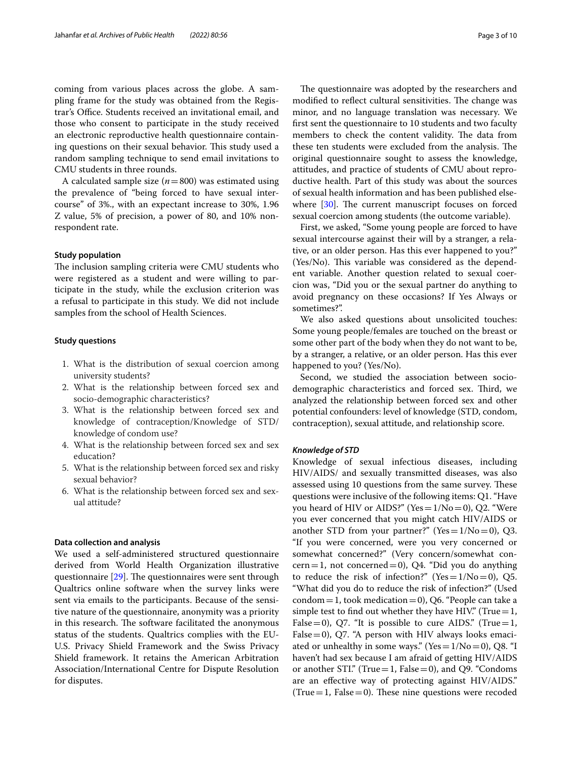coming from various places across the globe. A sampling frame for the study was obtained from the Registrar's Office. Students received an invitational email, and those who consent to participate in the study received an electronic reproductive health questionnaire containing questions on their sexual behavior. This study used a random sampling technique to send email invitations to CMU students in three rounds.

A calculated sample size ($n = 800$) was estimated using the prevalence of "being forced to have sexual intercourse" of 3%., with an expectant increase to 30%, 1.96 Z value, 5% of precision, a power of 80, and 10% non-respondent rate.

#### Study population

The inclusion sampling criteria were CMU students who were registered as a student and were willing to participate in the study, while the exclusion criterion was a refusal to participate in this study. We did not include samples from the school of Health Sciences.

#### Study questions

1. What is the distribution of sexual coercion among university students?
2. What is the relationship between forced sex and socio-demographic characteristics?
3. What is the relationship between forced sex and knowledge of contraception/Knowledge of STD/ knowledge of condom use?
4. What is the relationship between forced sex and sex education?
5. What is the relationship between forced sex and risky sexual behavior?
6. What is the relationship between forced sex and sexual attitude?

#### Data collection and analysis

We used a self-administered structured questionnaire derived from World Health Organization illustrative questionnaire [29]. The questionnaires were sent through Qualtrics online software when the survey links were sent via emails to the participants. Because of the sensitive nature of the questionnaire, anonymity was a priority in this research. The software facilitated the anonymous status of the students. Qualtrics complies with the EU-U.S. Privacy Shield Framework and the Swiss Privacy Shield framework. It retains the American Arbitration Association/International Centre for Dispute Resolution for disputes.

The questionnaire was adopted by the researchers and modified to reflect cultural sensitivities. The change was minor, and no language translation was necessary. We first sent the questionnaire to 10 students and two faculty members to check the content validity. The data from these ten students were excluded from the analysis. The original questionnaire sought to assess the knowledge, attitudes, and practice of students of CMU about reproductive health. Part of this study was about the sources of sexual health information and has been published elsewhere [30]. The current manuscript focuses on forced sexual coercion among students (the outcome variable).

First, we asked, "Some young people are forced to have sexual intercourse against their will by a stranger, a relative, or an older person. Has this ever happened to you?" (Yes/No). This variable was considered as the dependent variable. Another question related to sexual coercion was, "Did you or the sexual partner do anything to avoid pregnancy on these occasions? If Yes Always or sometimes?".

We also asked questions about unsolicited touches: Some young people/females are touched on the breast or some other part of the body when they do not want to be, by a stranger, a relative, or an older person. Has this ever happened to you? (Yes/No).

Second, we studied the association between socio-demographic characteristics and forced sex. Third, we analyzed the relationship between forced sex and other potential confounders: level of knowledge (STD, condom, contraception), sexual attitude, and relationship score.

#### *Knowledge of STD*

Knowledge of sexual infectious diseases, including HIV/AIDS/ and sexually transmitted diseases, was also assessed using 10 questions from the same survey. These questions were inclusive of the following items: Q1. "Have you heard of HIV or AIDS?" (Yes = 1/No = 0), Q2. "Were you ever concerned that you might catch HIV/AIDS or another STD from your partner?" (Yes = 1/No = 0), Q3. "If you were concerned, were you very concerned or somewhat concerned?" (Very concern/somewhat concern = 1, not concerned = 0), Q4. "Did you do anything to reduce the risk of infection?" (Yes = 1/No = 0), Q5. "What did you do to reduce the risk of infection?" (Used condom = 1, took medication = 0), Q6. "People can take a simple test to find out whether they have HIV." (True = 1, False = 0), Q7. "It is possible to cure AIDS." (True = 1, False = 0), Q7. "A person with HIV always looks emaciated or unhealthy in some ways." (Yes = 1/No = 0), Q8. "I haven't had sex because I am afraid of getting HIV/AIDS or another STI." (True = 1, False = 0), and Q9. "Condoms are an effective way of protecting against HIV/AIDS." (True = 1, False = 0). These nine questions were recoded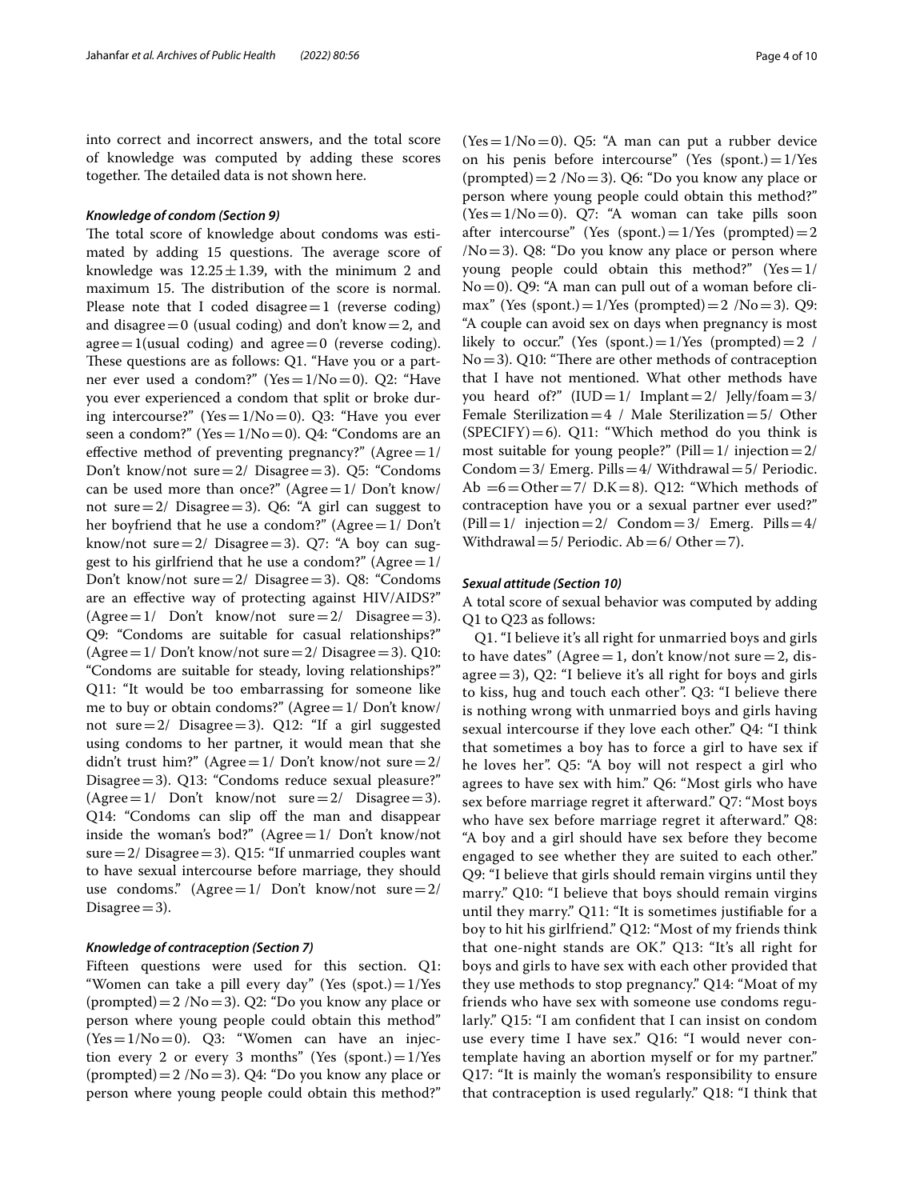into correct and incorrect answers, and the total score of knowledge was computed by adding these scores together. The detailed data is not shown here.

### *Knowledge of condom (Section 9)*

The total score of knowledge about condoms was estimated by adding 15 questions. The average score of knowledge was $12.25 \pm 1.39$, with the minimum 2 and maximum 15. The distribution of the score is normal. Please note that I coded disagree = 1 (reverse coding) and disagree = 0 (usual coding) and don't know = 2, and agree = 1(usual coding) and agree = 0 (reverse coding). These questions are as follows: Q1. "Have you or a partner ever used a condom?" (Yes = 1/No = 0). Q2: "Have you ever experienced a condom that split or broke during intercourse?" (Yes = 1/No = 0). Q3: "Have you ever seen a condom?" (Yes = 1/No = 0). Q4: "Condoms are an effective method of preventing pregnancy?" (Agree = 1/ Don't know/not sure = 2/ Disagree = 3). Q5: "Condoms can be used more than once?" (Agree = 1/ Don't know/ not sure = 2/ Disagree = 3). Q6: "A girl can suggest to her boyfriend that he use a condom?" (Agree = 1/ Don't know/not sure = 2/ Disagree = 3). Q7: "A boy can suggest to his girlfriend that he use a condom?" (Agree = 1/ Don't know/not sure = 2/ Disagree = 3). Q8: "Condoms are an effective way of protecting against HIV/AIDS?" (Agree = 1/ Don't know/not sure = 2/ Disagree = 3). Q9: "Condoms are suitable for casual relationships?" (Agree = 1/ Don't know/not sure = 2/ Disagree = 3). Q10: "Condoms are suitable for steady, loving relationships?" Q11: "It would be too embarrassing for someone like me to buy or obtain condoms?" (Agree = 1/ Don't know/ not sure = 2/ Disagree = 3). Q12: "If a girl suggested using condoms to her partner, it would mean that she didn't trust him?" (Agree = 1/ Don't know/not sure = 2/ Disagree = 3). Q13: "Condoms reduce sexual pleasure?" (Agree = 1/ Don't know/not sure = 2/ Disagree = 3). Q14: "Condoms can slip off the man and disappear inside the woman's bod?" (Agree = 1/ Don't know/not sure = 2/ Disagree = 3). Q15: "If unmarried couples want to have sexual intercourse before marriage, they should use condoms." (Agree = 1/ Don't know/not sure = 2/ Disagree = 3).

### *Knowledge of contraception (Section 7)*

Fifteen questions were used for this section. Q1: "Women can take a pill every day" (Yes (spot.) = 1/Yes (prompted) = 2 /No = 3). Q2: "Do you know any place or person where young people could obtain this method" (Yes = 1/No = 0). Q3: "Women can have an injection every 2 or every 3 months" (Yes (spont.) = 1/Yes (prompted) = 2 /No = 3). Q4: "Do you know any place or person where young people could obtain this method?" (Yes = 1/No = 0). Q5: "A man can put a rubber device on his penis before intercourse" (Yes (spont.) = 1/Yes (prompted) = 2 /No = 3). Q6: "Do you know any place or person where young people could obtain this method?" (Yes = 1/No = 0). Q7: "A woman can take pills soon after intercourse" (Yes (spont.) = 1/Yes (prompted) = 2 /No = 3). Q8: "Do you know any place or person where young people could obtain this method?" (Yes = 1/ No = 0). Q9: "A man can pull out of a woman before climax" (Yes (spont.) = 1/Yes (prompted) = 2 /No = 3). Q9: "A couple can avoid sex on days when pregnancy is most likely to occur." (Yes (spont.) = 1/Yes (prompted) = 2 / No = 3). Q10: "There are other methods of contraception that I have not mentioned. What other methods have you heard of?" (IUD = 1/ Implant = 2/ Jelly/foam = 3/ Female Sterilization = 4 / Male Sterilization = 5/ Other (SPECIFY) = 6). Q11: "Which method do you think is most suitable for young people?" (Pill = 1/ injection = 2/ Condom = 3/ Emerg. Pills = 4/ Withdrawal = 5/ Periodic. Ab = 6 = Other = 7/ D.K = 8). Q12: "Which methods of contraception have you or a sexual partner ever used?" (Pill = 1/ injection = 2/ Condom = 3/ Emerg. Pills = 4/ Withdrawal = 5/ Periodic. Ab = 6/ Other = 7).

### *Sexual attitude (Section 10)*

A total score of sexual behavior was computed by adding Q1 to Q23 as follows:

Q1. "I believe it's all right for unmarried boys and girls to have dates" (Agree = 1, don't know/not sure = 2, disagree = 3), Q2: "I believe it's all right for boys and girls to kiss, hug and touch each other". Q3: "I believe there is nothing wrong with unmarried boys and girls having sexual intercourse if they love each other." Q4: "I think that sometimes a boy has to force a girl to have sex if he loves her". Q5: "A boy will not respect a girl who agrees to have sex with him." Q6: "Most girls who have sex before marriage regret it afterward." Q7: "Most boys who have sex before marriage regret it afterward." Q8: "A boy and a girl should have sex before they become engaged to see whether they are suited to each other." Q9: "I believe that girls should remain virgins until they marry." Q10: "I believe that boys should remain virgins until they marry." Q11: "It is sometimes justifiable for a boy to hit his girlfriend." Q12: "Most of my friends think that one-night stands are OK." Q13: "It's all right for boys and girls to have sex with each other provided that they use methods to stop pregnancy." Q14: "Moat of my friends who have sex with someone use condoms regularly." Q15: "I am confident that I can insist on condom use every time I have sex." Q16: "I would never contemplate having an abortion myself or for my partner." Q17: "It is mainly the woman's responsibility to ensure that contraception is used regularly." Q18: "I think that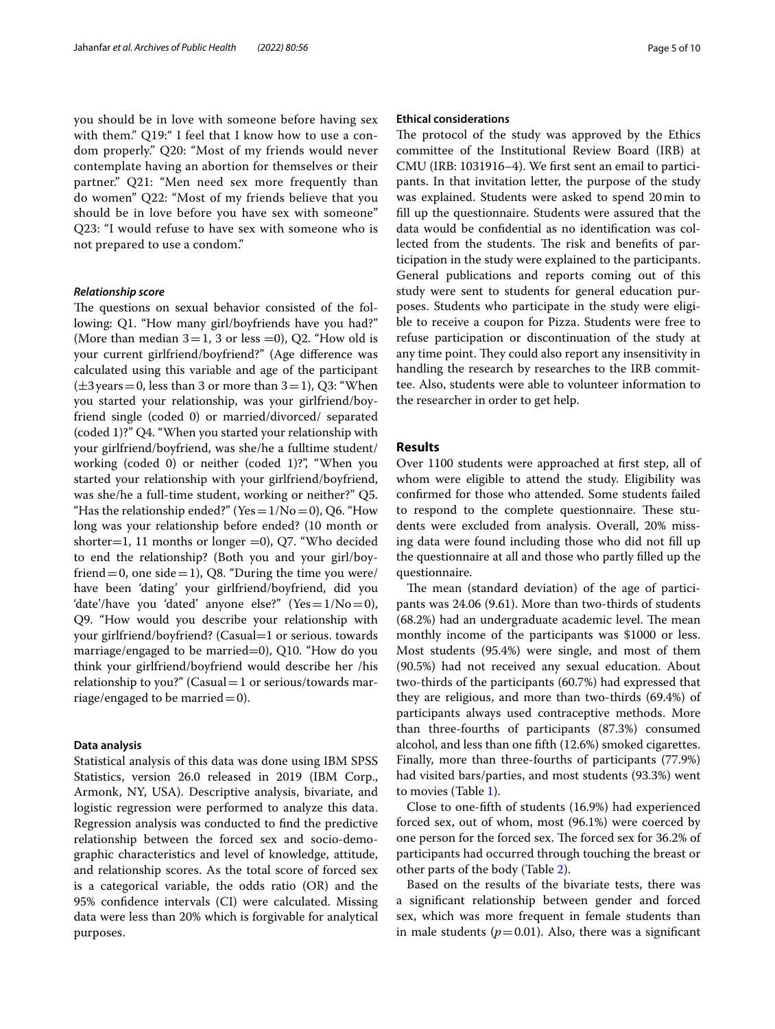you should be in love with someone before having sex with them." Q19:" I feel that I know how to use a condom properly." Q20: "Most of my friends would never contemplate having an abortion for themselves or their partner." Q21: "Men need sex more frequently than do women" Q22: "Most of my friends believe that you should be in love before you have sex with someone" Q23: "I would refuse to have sex with someone who is not prepared to use a condom."

#### *Relationship score*

The questions on sexual behavior consisted of the following: Q1. "How many girl/boyfriends have you had?" (More than median 3 = 1, 3 or less = 0), Q2. "How old is your current girlfriend/boyfriend?" (Age difference was calculated using this variable and age of the participant (±3 years = 0, less than 3 or more than 3 = 1), Q3: "When you started your relationship, was your girlfriend/boyfriend single (coded 0) or married/divorced/ separated (coded 1)?" Q4. "When you started your relationship with your girlfriend/boyfriend, was she/he a fulltime student/ working (coded 0) or neither (coded 1)?", "When you started your relationship with your girlfriend/boyfriend, was she/he a full-time student, working or neither?" Q5. "Has the relationship ended?" (Yes = 1/No = 0), Q6. "How long was your relationship before ended? (10 month or shorter = 1, 11 months or longer = 0), Q7. "Who decided to end the relationship? (Both you and your girl/boyfriend = 0, one side = 1), Q8. "During the time you were/ have been 'dating' your girlfriend/boyfriend, did you 'date'/have you 'dated' anyone else?" (Yes = 1/No = 0), Q9. "How would you describe your relationship with your girlfriend/boyfriend? (Casual = 1 or serious. towards marriage/engaged to be married = 0), Q10. "How do you think your girlfriend/boyfriend would describe her /his relationship to you?" (Casual = 1 or serious/towards marriage/engaged to be married = 0).

### Data analysis

Statistical analysis of this data was done using IBM SPSS Statistics, version 26.0 released in 2019 (IBM Corp., Armonk, NY, USA). Descriptive analysis, bivariate, and logistic regression were performed to analyze this data. Regression analysis was conducted to find the predictive relationship between the forced sex and socio-demographic characteristics and level of knowledge, attitude, and relationship scores. As the total score of forced sex is a categorical variable, the odds ratio (OR) and the 95% confidence intervals (CI) were calculated. Missing data were less than 20% which is forgivable for analytical purposes.

### Ethical considerations

The protocol of the study was approved by the Ethics committee of the Institutional Review Board (IRB) at CMU (IRB: 1031916–4). We first sent an email to participants. In that invitation letter, the purpose of the study was explained. Students were asked to spend 20 min to fill up the questionnaire. Students were assured that the data would be confidential as no identification was collected from the students. The risk and benefits of participation in the study were explained to the participants. General publications and reports coming out of this study were sent to students for general education purposes. Students who participate in the study were eligible to receive a coupon for Pizza. Students were free to refuse participation or discontinuation of the study at any time point. They could also report any insensitivity in handling the research by researches to the IRB committee. Also, students were able to volunteer information to the researcher in order to get help.

## Results

Over 1100 students were approached at first step, all of whom were eligible to attend the study. Eligibility was confirmed for those who attended. Some students failed to respond to the complete questionnaire. These students were excluded from analysis. Overall, 20% missing data were found including those who did not fill up the questionnaire at all and those who partly filled up the questionnaire.

The mean (standard deviation) of the age of participants was 24.06 (9.61). More than two-thirds of students (68.2%) had an undergraduate academic level. The mean monthly income of the participants was $1000 or less. Most students (95.4%) were single, and most of them (90.5%) had not received any sexual education. About two-thirds of the participants (60.7%) had expressed that they are religious, and more than two-thirds (69.4%) of participants always used contraceptive methods. More than three-fourths of participants (87.3%) consumed alcohol, and less than one fifth (12.6%) smoked cigarettes. Finally, more than three-fourths of participants (77.9%) had visited bars/parties, and most students (93.3%) went to movies (Table 1).

Close to one-fifth of students (16.9%) had experienced forced sex, out of whom, most (96.1%) were coerced by one person for the forced sex. The forced sex for 36.2% of participants had occurred through touching the breast or other parts of the body (Table 2).

Based on the results of the bivariate tests, there was a significant relationship between gender and forced sex, which was more frequent in female students than in male students ($p = 0.01$). Also, there was a significant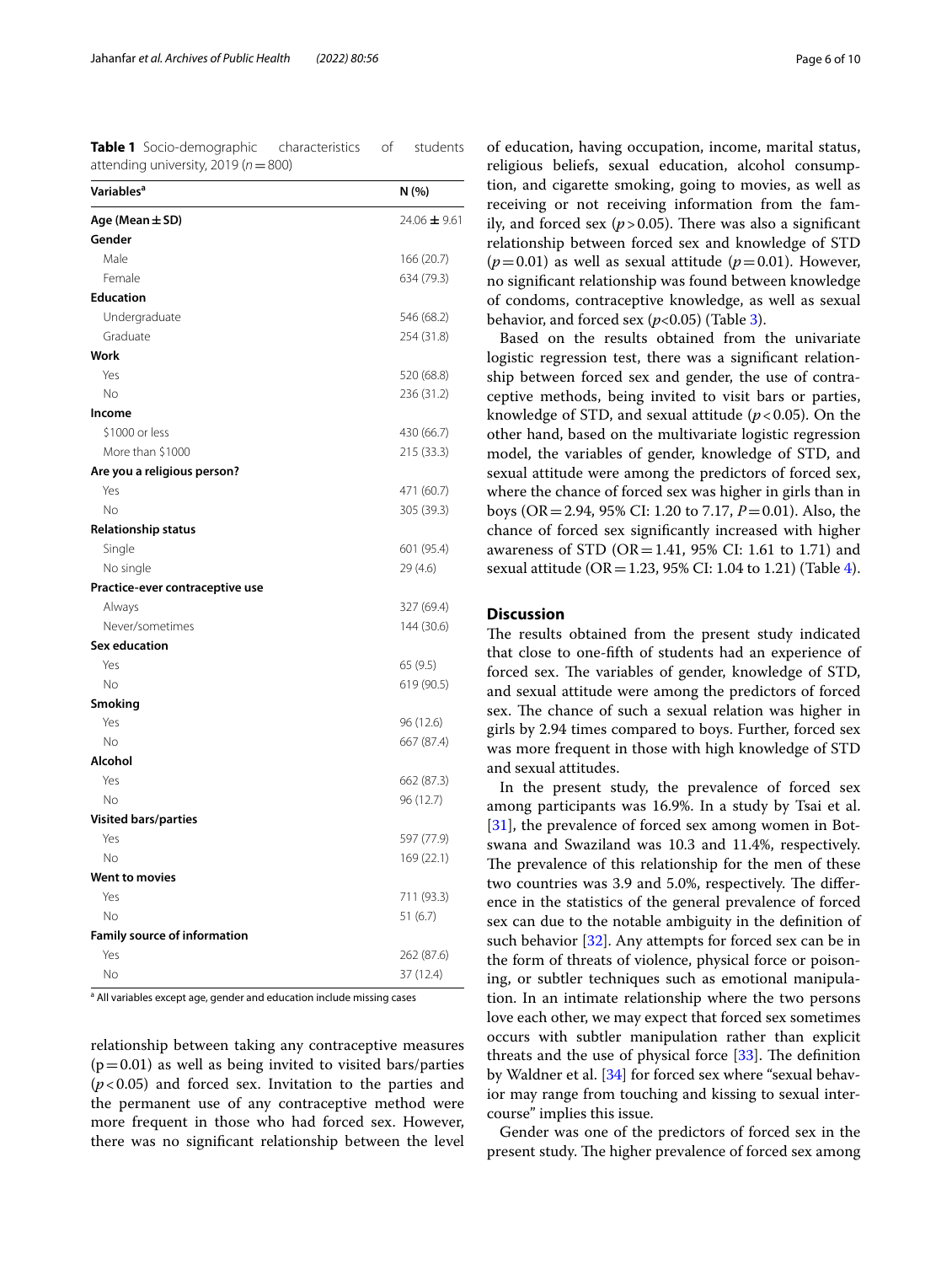**Table 1** Socio-demographic characteristics of students attending university, 2019 ($n = 800$)

| Variables[a] | N (%) |
|---|---|
| **Age (Mean ± SD)** | 24.06 ± 9.61 |
| **Gender** | |
| Male | 166 (20.7) |
| Female | 634 (79.3) |
| **Education** | |
| Undergraduate | 546 (68.2) |
| Graduate | 254 (31.8) |
| **Work** | |
| Yes | 520 (68.8) |
| No | 236 (31.2) |
| **Income** | |
| $1000 or less | 430 (66.7) |
| More than $1000 | 215 (33.3) |
| **Are you a religious person?** | |
| Yes | 471 (60.7) |
| No | 305 (39.3) |
| **Relationship status** | |
| Single | 601 (95.4) |
| No single | 29 (4.6) |
| **Practice-ever contraceptive use** | |
| Always | 327 (69.4) |
| Never/sometimes | 144 (30.6) |
| **Sex education** | |
| Yes | 65 (9.5) |
| No | 619 (90.5) |
| **Smoking** | |
| Yes | 96 (12.6) |
| No | 667 (87.4) |
| **Alcohol** | |
| Yes | 662 (87.3) |
| No | 96 (12.7) |
| **Visited bars/parties** | |
| Yes | 597 (77.9) |
| No | 169 (22.1) |
| **Went to movies** | |
| Yes | 711 (93.3) |
| No | 51 (6.7) |
| **Family source of information** | |
| Yes | 262 (87.6) |
| No | 37 (12.4) |

[a] All variables except age, gender and education include missing cases

relationship between taking any contraceptive measures ($p = 0.01$) as well as being invited to visited bars/parties ($p < 0.05$) and forced sex. Invitation to the parties and the permanent use of any contraceptive method were more frequent in those who had forced sex. However, there was no significant relationship between the level of education, having occupation, income, marital status, religious beliefs, sexual education, alcohol consumption, and cigarette smoking, going to movies, as well as receiving or not receiving information from the family, and forced sex ($p > 0.05$). There was also a significant relationship between forced sex and knowledge of STD ($p = 0.01$) as well as sexual attitude ($p = 0.01$). However, no significant relationship was found between knowledge of condoms, contraceptive knowledge, as well as sexual behavior, and forced sex ($p<0.05$) (Table 3).

Based on the results obtained from the univariate logistic regression test, there was a significant relationship between forced sex and gender, the use of contraceptive methods, being invited to visit bars or parties, knowledge of STD, and sexual attitude ($p < 0.05$). On the other hand, based on the multivariate logistic regression model, the variables of gender, knowledge of STD, and sexual attitude were among the predictors of forced sex, where the chance of forced sex was higher in girls than in boys (OR = 2.94, 95% CI: 1.20 to 7.17, $P = 0.01$). Also, the chance of forced sex significantly increased with higher awareness of STD (OR = 1.41, 95% CI: 1.61 to 1.71) and sexual attitude (OR = 1.23, 95% CI: 1.04 to 1.21) (Table 4).

## Discussion

The results obtained from the present study indicated that close to one-fifth of students had an experience of forced sex. The variables of gender, knowledge of STD, and sexual attitude were among the predictors of forced sex. The chance of such a sexual relation was higher in girls by 2.94 times compared to boys. Further, forced sex was more frequent in those with high knowledge of STD and sexual attitudes.

In the present study, the prevalence of forced sex among participants was 16.9%. In a study by Tsai et al. [31], the prevalence of forced sex among women in Botswana and Swaziland was 10.3 and 11.4%, respectively. The prevalence of this relationship for the men of these two countries was 3.9 and 5.0%, respectively. The difference in the statistics of the general prevalence of forced sex can due to the notable ambiguity in the definition of such behavior [32]. Any attempts for forced sex can be in the form of threats of violence, physical force or poisoning, or subtler techniques such as emotional manipulation. In an intimate relationship where the two persons love each other, we may expect that forced sex sometimes occurs with subtler manipulation rather than explicit threats and the use of physical force [33]. The definition by Waldner et al. [34] for forced sex where "sexual behavior may range from touching and kissing to sexual intercourse" implies this issue.

Gender was one of the predictors of forced sex in the present study. The higher prevalence of forced sex among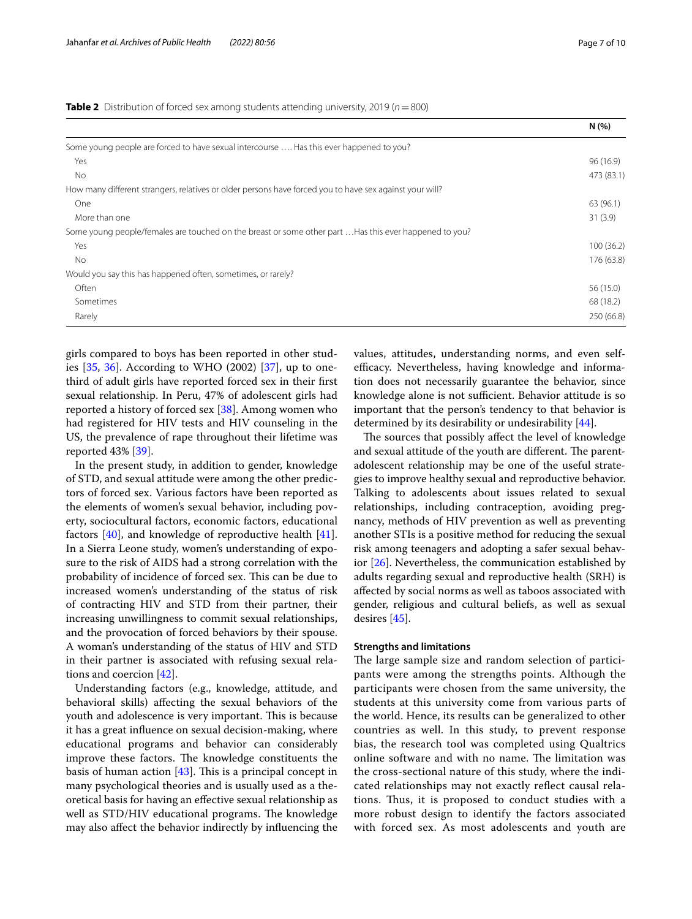**Table 2** Distribution of forced sex among students attending university, 2019 ($n = 800$)

| | N (%) |
|---|---|
| Some young people are forced to have sexual intercourse …. Has this ever happened to you? | |
| Yes | 96 (16.9) |
| No | 473 (83.1) |
| How many different strangers, relatives or older persons have forced you to have sex against your will? | |
| One | 63 (96.1) |
| More than one | 31 (3.9) |
| Some young people/females are touched on the breast or some other part …Has this ever happened to you? | |
| Yes | 100 (36.2) |
| No | 176 (63.8) |
| Would you say this has happened often, sometimes, or rarely? | |
| Often | 56 (15.0) |
| Sometimes | 68 (18.2) |
| Rarely | 250 (66.8) |

girls compared to boys has been reported in other studies [35, 36]. According to WHO (2002) [37], up to one-third of adult girls have reported forced sex in their first sexual relationship. In Peru, 47% of adolescent girls had reported a history of forced sex [38]. Among women who had registered for HIV tests and HIV counseling in the US, the prevalence of rape throughout their lifetime was reported 43% [39].

In the present study, in addition to gender, knowledge of STD, and sexual attitude were among the other predictors of forced sex. Various factors have been reported as the elements of women's sexual behavior, including poverty, sociocultural factors, economic factors, educational factors [40], and knowledge of reproductive health [41]. In a Sierra Leone study, women's understanding of exposure to the risk of AIDS had a strong correlation with the probability of incidence of forced sex. This can be due to increased women's understanding of the status of risk of contracting HIV and STD from their partner, their increasing unwillingness to commit sexual relationships, and the provocation of forced behaviors by their spouse. A woman's understanding of the status of HIV and STD in their partner is associated with refusing sexual relations and coercion [42].

Understanding factors (e.g., knowledge, attitude, and behavioral skills) affecting the sexual behaviors of the youth and adolescence is very important. This is because it has a great influence on sexual decision-making, where educational programs and behavior can considerably improve these factors. The knowledge constitutes the basis of human action [43]. This is a principal concept in many psychological theories and is usually used as a theoretical basis for having an effective sexual relationship as well as STD/HIV educational programs. The knowledge may also affect the behavior indirectly by influencing the values, attitudes, understanding norms, and even self-efficacy. Nevertheless, having knowledge and information does not necessarily guarantee the behavior, since knowledge alone is not sufficient. Behavior attitude is so important that the person's tendency to that behavior is determined by its desirability or undesirability [44].

The sources that possibly affect the level of knowledge and sexual attitude of the youth are different. The parent-adolescent relationship may be one of the useful strategies to improve healthy sexual and reproductive behavior. Talking to adolescents about issues related to sexual relationships, including contraception, avoiding pregnancy, methods of HIV prevention as well as preventing another STIs is a positive method for reducing the sexual risk among teenagers and adopting a safer sexual behavior [26]. Nevertheless, the communication established by adults regarding sexual and reproductive health (SRH) is affected by social norms as well as taboos associated with gender, religious and cultural beliefs, as well as sexual desires [45].

#### Strengths and limitations

The large sample size and random selection of participants were among the strengths points. Although the participants were chosen from the same university, the students at this university come from various parts of the world. Hence, its results can be generalized to other countries as well. In this study, to prevent response bias, the research tool was completed using Qualtrics online software and with no name. The limitation was the cross-sectional nature of this study, where the indicated relationships may not exactly reflect causal relations. Thus, it is proposed to conduct studies with a more robust design to identify the factors associated with forced sex. As most adolescents and youth are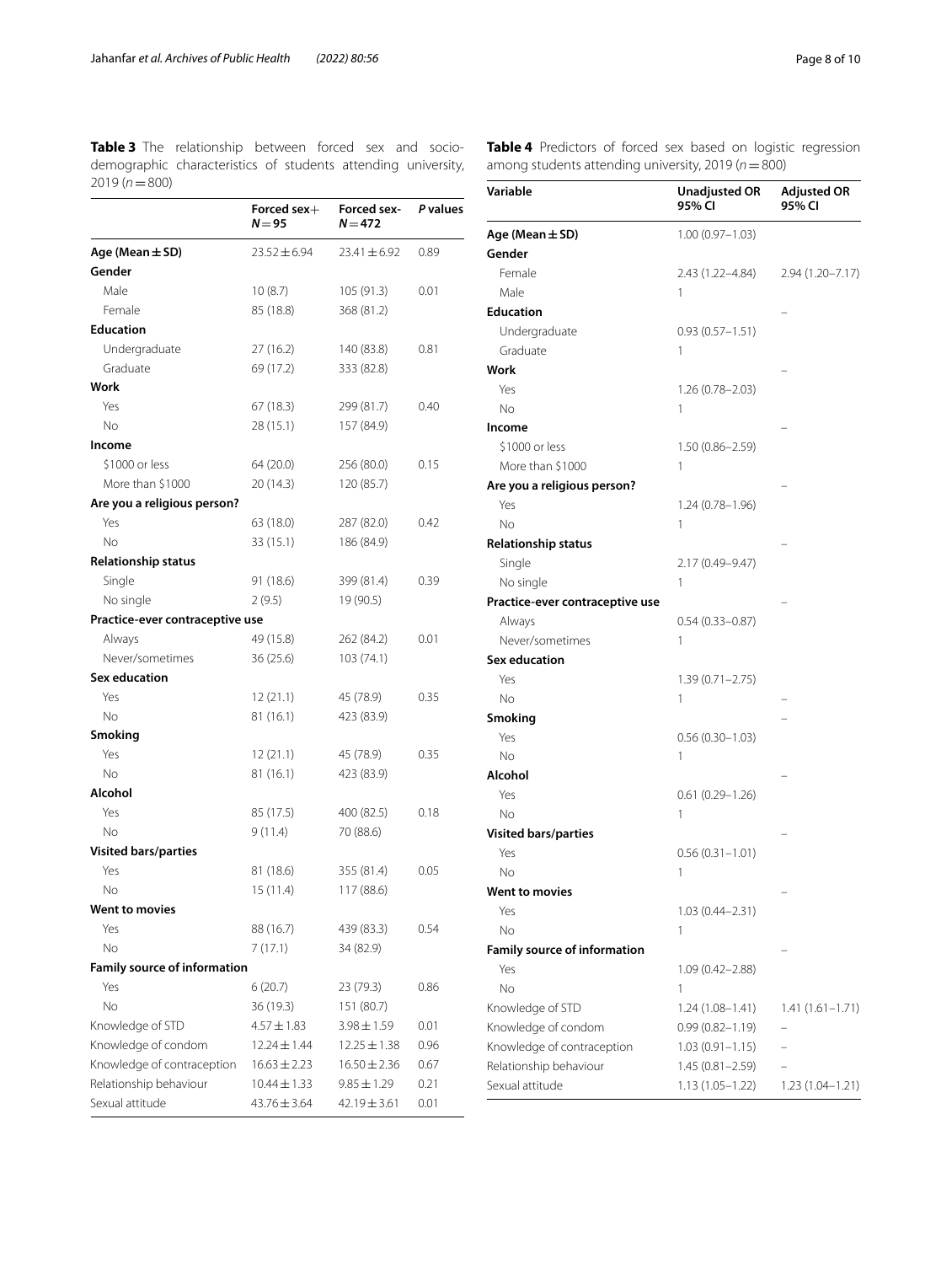**Table 3** The relationship between forced sex and socio-demographic characteristics of students attending university, 2019 ($n = 800$)

| | Forced sex+ $N = 95$ | Forced sex- $N = 472$ | *P* values |
|---|---|---|---|
| **Age (Mean ± SD)** | 23.52 ± 6.94 | 23.41 ± 6.92 | 0.89 |
| **Gender** | | | |
| Male | 10 (8.7) | 105 (91.3) | 0.01 |
| Female | 85 (18.8) | 368 (81.2) | |
| **Education** | | | |
| Undergraduate | 27 (16.2) | 140 (83.8) | 0.81 |
| Graduate | 69 (17.2) | 333 (82.8) | |
| **Work** | | | |
| Yes | 67 (18.3) | 299 (81.7) | 0.40 |
| No | 28 (15.1) | 157 (84.9) | |
| **Income** | | | |
| $1000 or less | 64 (20.0) | 256 (80.0) | 0.15 |
| More than $1000 | 20 (14.3) | 120 (85.7) | |
| **Are you a religious person?** | | | |
| Yes | 63 (18.0) | 287 (82.0) | 0.42 |
| No | 33 (15.1) | 186 (84.9) | |
| **Relationship status** | | | |
| Single | 91 (18.6) | 399 (81.4) | 0.39 |
| No single | 2 (9.5) | 19 (90.5) | |
| **Practice-ever contraceptive use** | | | |
| Always | 49 (15.8) | 262 (84.2) | 0.01 |
| Never/sometimes | 36 (25.6) | 103 (74.1) | |
| **Sex education** | | | |
| Yes | 12 (21.1) | 45 (78.9) | 0.35 |
| No | 81 (16.1) | 423 (83.9) | |
| **Smoking** | | | |
| Yes | 12 (21.1) | 45 (78.9) | 0.35 |
| No | 81 (16.1) | 423 (83.9) | |
| **Alcohol** | | | |
| Yes | 85 (17.5) | 400 (82.5) | 0.18 |
| No | 9 (11.4) | 70 (88.6) | |
| **Visited bars/parties** | | | |
| Yes | 81 (18.6) | 355 (81.4) | 0.05 |
| No | 15 (11.4) | 117 (88.6) | |
| **Went to movies** | | | |
| Yes | 88 (16.7) | 439 (83.3) | 0.54 |
| No | 7 (17.1) | 34 (82.9) | |
| **Family source of information** | | | |
| Yes | 6 (20.7) | 23 (79.3) | 0.86 |
| No | 36 (19.3) | 151 (80.7) | |
| Knowledge of STD | 4.57 ± 1.83 | 3.98 ± 1.59 | 0.01 |
| Knowledge of condom | 12.24 ± 1.44 | 12.25 ± 1.38 | 0.96 |
| Knowledge of contraception | 16.63 ± 2.23 | 16.50 ± 2.36 | 0.67 |
| Relationship behaviour | 10.44 ± 1.33 | 9.85 ± 1.29 | 0.21 |
| Sexual attitude | 43.76 ± 3.64 | 42.19 ± 3.61 | 0.01 |

**Table 4** Predictors of forced sex based on logistic regression among students attending university, 2019 ($n = 800$)

| Variable | Unadjusted OR 95% CI | Adjusted OR 95% CI |
|---|---|---|
| **Age (Mean ± SD)** | 1.00 (0.97–1.03) | |
| **Gender** | | |
| Female | 2.43 (1.22–4.84) | 2.94 (1.20–7.17) |
| Male | 1 | |
| **Education** | | – |
| Undergraduate | 0.93 (0.57–1.51) | |
| Graduate | 1 | |
| **Work** | | – |
| Yes | 1.26 (0.78–2.03) | |
| No | 1 | |
| **Income** | | – |
| $1000 or less | 1.50 (0.86–2.59) | |
| More than $1000 | 1 | |
| **Are you a religious person?** | | – |
| Yes | 1.24 (0.78–1.96) | |
| No | 1 | |
| **Relationship status** | | – |
| Single | 2.17 (0.49–9.47) | |
| No single | 1 | |
| **Practice-ever contraceptive use** | | – |
| Always | 0.54 (0.33–0.87) | |
| Never/sometimes | 1 | |
| **Sex education** | | |
| Yes | 1.39 (0.71–2.75) | |
| No | 1 | – |
| **Smoking** | | – |
| Yes | 0.56 (0.30–1.03) | |
| No | 1 | |
| **Alcohol** | | – |
| Yes | 0.61 (0.29–1.26) | |
| No | 1 | |
| **Visited bars/parties** | | – |
| Yes | 0.56 (0.31–1.01) | |
| No | 1 | |
| **Went to movies** | | – |
| Yes | 1.03 (0.44–2.31) | |
| No | 1 | |
| **Family source of information** | | – |
| Yes | 1.09 (0.42–2.88) | |
| No | 1 | |
| Knowledge of STD | 1.24 (1.08–1.41) | 1.41 (1.61–1.71) |
| Knowledge of condom | 0.99 (0.82–1.19) | – |
| Knowledge of contraception | 1.03 (0.91–1.15) | – |
| Relationship behaviour | 1.45 (0.81–2.59) | – |
| Sexual attitude | 1.13 (1.05–1.22) | 1.23 (1.04–1.21) |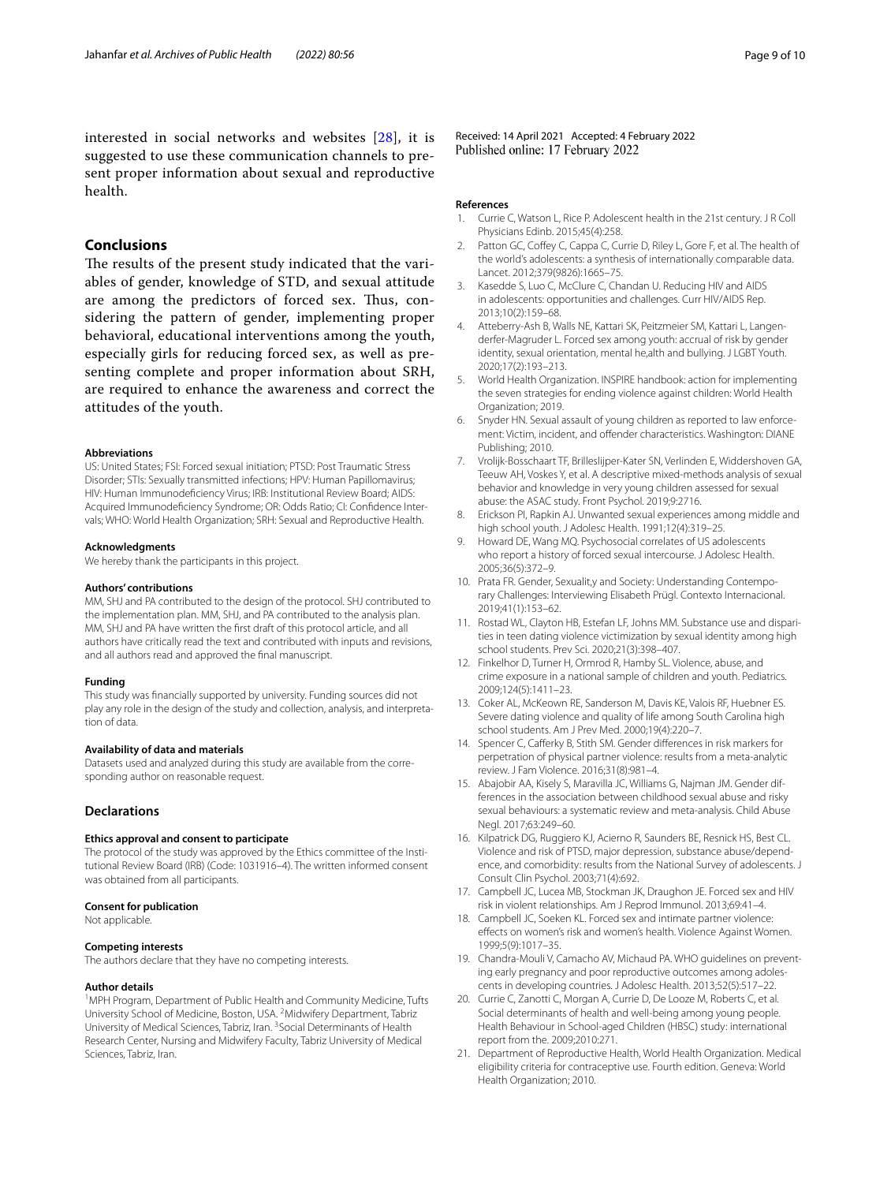interested in social networks and websites [28], it is suggested to use these communication channels to present proper information about sexual and reproductive health.

## Conclusions

The results of the present study indicated that the variables of gender, knowledge of STD, and sexual attitude are among the predictors of forced sex. Thus, considering the pattern of gender, implementing proper behavioral, educational interventions among the youth, especially girls for reducing forced sex, as well as presenting complete and proper information about SRH, are required to enhance the awareness and correct the attitudes of the youth.

#### Abbreviations

US: United States; FSI: Forced sexual initiation; PTSD: Post Traumatic Stress Disorder; STIs: Sexually transmitted infections; HPV: Human Papillomavirus; HIV: Human Immunodeficiency Virus; IRB: Institutional Review Board; AIDS: Acquired Immunodeficiency Syndrome; OR: Odds Ratio; CI: Confidence Intervals; WHO: World Health Organization; SRH: Sexual and Reproductive Health.

#### Acknowledgments

We hereby thank the participants in this project.

#### Authors' contributions

MM, SHJ and PA contributed to the design of the protocol. SHJ contributed to the implementation plan. MM, SHJ, and PA contributed to the analysis plan. MM, SHJ and PA have written the first draft of this protocol article, and all authors have critically read the text and contributed with inputs and revisions, and all authors read and approved the final manuscript.

#### Funding

This study was financially supported by university. Funding sources did not play any role in the design of the study and collection, analysis, and interpretation of data.

#### Availability of data and materials

Datasets used and analyzed during this study are available from the corresponding author on reasonable request.

### Declarations

#### Ethics approval and consent to participate

The protocol of the study was approved by the Ethics committee of the Institutional Review Board (IRB) (Code: 1031916–4). The written informed consent was obtained from all participants.

#### Consent for publication

Not applicable.

#### Competing interests

The authors declare that they have no competing interests.

#### Author details

[1]MPH Program, Department of Public Health and Community Medicine, Tufts University School of Medicine, Boston, USA. [2]Midwifery Department, Tabriz University of Medical Sciences, Tabriz, Iran. [3]Social Determinants of Health Research Center, Nursing and Midwifery Faculty, Tabriz University of Medical Sciences, Tabriz, Iran.

Received: 14 April 2021 Accepted: 4 February 2022
Published online: 17 February 2022

#### References

1. Currie C, Watson L, Rice P. Adolescent health in the 21st century. J R Coll Physicians Edinb. 2015;45(4):258.
2. Patton GC, Coffey C, Cappa C, Currie D, Riley L, Gore F, et al. The health of the world's adolescents: a synthesis of internationally comparable data. Lancet. 2012;379(9826):1665–75.
3. Kasedde S, Luo C, McClure C, Chandan U. Reducing HIV and AIDS in adolescents: opportunities and challenges. Curr HIV/AIDS Rep. 2013;10(2):159–68.
4. Atteberry-Ash B, Walls NE, Kattari SK, Peitzmeier SM, Kattari L, Langenderfer-Magruder L. Forced sex among youth: accrual of risk by gender identity, sexual orientation, mental he,alth and bullying. J LGBT Youth. 2020;17(2):193–213.
5. World Health Organization. INSPIRE handbook: action for implementing the seven strategies for ending violence against children: World Health Organization; 2019.
6. Snyder HN. Sexual assault of young children as reported to law enforcement: Victim, incident, and offender characteristics. Washington: DIANE Publishing; 2010.
7. Vrolijk-Bosschaart TF, Brilleslijper-Kater SN, Verlinden E, Widdershoven GA, Teeuw AH, Voskes Y, et al. A descriptive mixed-methods analysis of sexual behavior and knowledge in very young children assessed for sexual abuse: the ASAC study. Front Psychol. 2019;9:2716.
8. Erickson PI, Rapkin AJ. Unwanted sexual experiences among middle and high school youth. J Adolesc Health. 1991;12(4):319–25.
9. Howard DE, Wang MQ. Psychosocial correlates of US adolescents who report a history of forced sexual intercourse. J Adolesc Health. 2005;36(5):372–9.
10. Prata FR. Gender, Sexualit,y and Society: Understanding Contemporary Challenges: Interviewing Elisabeth Prügl. Contexto Internacional. 2019;41(1):153–62.
11. Rostad WL, Clayton HB, Estefan LF, Johns MM. Substance use and disparities in teen dating violence victimization by sexual identity among high school students. Prev Sci. 2020;21(3):398–407.
12. Finkelhor D, Turner H, Ormrod R, Hamby SL. Violence, abuse, and crime exposure in a national sample of children and youth. Pediatrics. 2009;124(5):1411–23.
13. Coker AL, McKeown RE, Sanderson M, Davis KE, Valois RF, Huebner ES. Severe dating violence and quality of life among South Carolina high school students. Am J Prev Med. 2000;19(4):220–7.
14. Spencer C, Cafferky B, Stith SM. Gender differences in risk markers for perpetration of physical partner violence: results from a meta-analytic review. J Fam Violence. 2016;31(8):981–4.
15. Abajobir AA, Kisely S, Maravilla JC, Williams G, Najman JM. Gender differences in the association between childhood sexual abuse and risky sexual behaviours: a systematic review and meta-analysis. Child Abuse Negl. 2017;63:249–60.
16. Kilpatrick DG, Ruggiero KJ, Acierno R, Saunders BE, Resnick HS, Best CL. Violence and risk of PTSD, major depression, substance abuse/dependence, and comorbidity: results from the National Survey of adolescents. J Consult Clin Psychol. 2003;71(4):692.
17. Campbell JC, Lucea MB, Stockman JK, Draughon JE. Forced sex and HIV risk in violent relationships. Am J Reprod Immunol. 2013;69:41–4.
18. Campbell JC, Soeken KL. Forced sex and intimate partner violence: effects on women's risk and women's health. Violence Against Women. 1999;5(9):1017–35.
19. Chandra-Mouli V, Camacho AV, Michaud PA. WHO guidelines on preventing early pregnancy and poor reproductive outcomes among adolescents in developing countries. J Adolesc Health. 2013;52(5):517–22.
20. Currie C, Zanotti C, Morgan A, Currie D, De Looze M, Roberts C, et al. Social determinants of health and well-being among young people. Health Behaviour in School-aged Children (HBSC) study: international report from the. 2009;2010:271.
21. Department of Reproductive Health, World Health Organization. Medical eligibility criteria for contraceptive use. Fourth edition. Geneva: World Health Organization; 2010.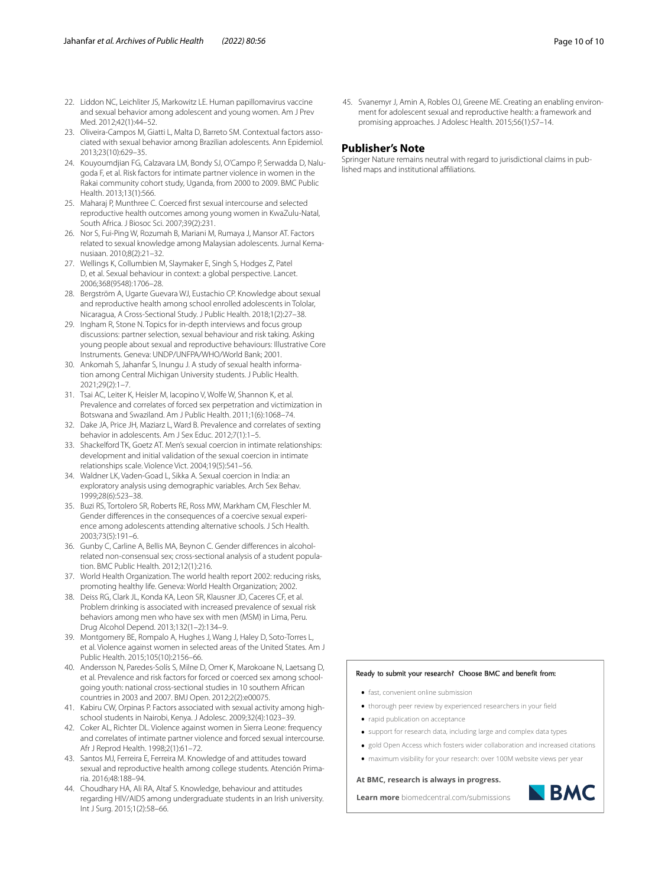22. Liddon NC, Leichliter JS, Markowitz LE. Human papillomavirus vaccine and sexual behavior among adolescent and young women. Am J Prev Med. 2012;42(1):44–52.
23. Oliveira-Campos M, Giatti L, Malta D, Barreto SM. Contextual factors associated with sexual behavior among Brazilian adolescents. Ann Epidemiol. 2013;23(10):629–35.
24. Kouyoumdjian FG, Calzavara LM, Bondy SJ, O'Campo P, Serwadda D, Nalugoda F, et al. Risk factors for intimate partner violence in women in the Rakai community cohort study, Uganda, from 2000 to 2009. BMC Public Health. 2013;13(1):566.
25. Maharaj P, Munthree C. Coerced first sexual intercourse and selected reproductive health outcomes among young women in KwaZulu-Natal, South Africa. J Biosoc Sci. 2007;39(2):231.
26. Nor S, Fui-Ping W, Rozumah B, Mariani M, Rumaya J, Mansor AT. Factors related to sexual knowledge among Malaysian adolescents. Jurnal Kemanusiaan. 2010;8(2):21–32.
27. Wellings K, Collumbien M, Slaymaker E, Singh S, Hodges Z, Patel D, et al. Sexual behaviour in context: a global perspective. Lancet. 2006;368(9548):1706–28.
28. Bergström A, Ugarte Guevara WJ, Eustachio CP. Knowledge about sexual and reproductive health among school enrolled adolescents in Tololar, Nicaragua, A Cross-Sectional Study. J Public Health. 2018;1(2):27–38.
29. Ingham R, Stone N. Topics for in-depth interviews and focus group discussions: partner selection, sexual behaviour and risk taking. Asking young people about sexual and reproductive behaviours: Illustrative Core Instruments. Geneva: UNDP/UNFPA/WHO/World Bank; 2001.
30. Ankomah S, Jahanfar S, Inungu J. A study of sexual health information among Central Michigan University students. J Public Health. 2021;29(2):1–7.
31. Tsai AC, Leiter K, Heisler M, Iacopino V, Wolfe W, Shannon K, et al. Prevalence and correlates of forced sex perpetration and victimization in Botswana and Swaziland. Am J Public Health. 2011;1(6):1068–74.
32. Dake JA, Price JH, Maziarz L, Ward B. Prevalence and correlates of sexting behavior in adolescents. Am J Sex Educ. 2012;7(1):1–5.
33. Shackelford TK, Goetz AT. Men's sexual coercion in intimate relationships: development and initial validation of the sexual coercion in intimate relationships scale. Violence Vict. 2004;19(5):541–56.
34. Waldner LK, Vaden-Goad L, Sikka A. Sexual coercion in India: an exploratory analysis using demographic variables. Arch Sex Behav. 1999;28(6):523–38.
35. Buzi RS, Tortolero SR, Roberts RE, Ross MW, Markham CM, Fleschler M. Gender differences in the consequences of a coercive sexual experience among adolescents attending alternative schools. J Sch Health. 2003;73(5):191–6.
36. Gunby C, Carline A, Bellis MA, Beynon C. Gender differences in alcohol-related non-consensual sex; cross-sectional analysis of a student population. BMC Public Health. 2012;12(1):216.
37. World Health Organization. The world health report 2002: reducing risks, promoting healthy life. Geneva: World Health Organization; 2002.
38. Deiss RG, Clark JL, Konda KA, Leon SR, Klausner JD, Caceres CF, et al. Problem drinking is associated with increased prevalence of sexual risk behaviors among men who have sex with men (MSM) in Lima, Peru. Drug Alcohol Depend. 2013;132(1–2):134–9.
39. Montgomery BE, Rompalo A, Hughes J, Wang J, Haley D, Soto-Torres L, et al. Violence against women in selected areas of the United States. Am J Public Health. 2015;105(10):2156–66.
40. Andersson N, Paredes-Solís S, Milne D, Omer K, Marokoane N, Laetsang D, et al. Prevalence and risk factors for forced or coerced sex among school-going youth: national cross-sectional studies in 10 southern African countries in 2003 and 2007. BMJ Open. 2012;2(2):e00075.
41. Kabiru CW, Orpinas P. Factors associated with sexual activity among high-school students in Nairobi, Kenya. J Adolesc. 2009;32(4):1023–39.
42. Coker AL, Richter DL. Violence against women in Sierra Leone: frequency and correlates of intimate partner violence and forced sexual intercourse. Afr J Reprod Health. 1998;2(1):61–72.
43. Santos MJ, Ferreira E, Ferreira M. Knowledge of and attitudes toward sexual and reproductive health among college students. Atención Primaria. 2016;48:188–94.
44. Choudhary HA, Ali RA, Altaf S. Knowledge, behaviour and attitudes regarding HIV/AIDS among undergraduate students in an Irish university. Int J Surg. 2015;1(2):58–66.
45. Svanemyr J, Amin A, Robles OJ, Greene ME. Creating an enabling environment for adolescent sexual and reproductive health: a framework and promising approaches. J Adolesc Health. 2015;56(1):S7–14.

## Publisher's Note

Springer Nature remains neutral with regard to jurisdictional claims in published maps and institutional affiliations.